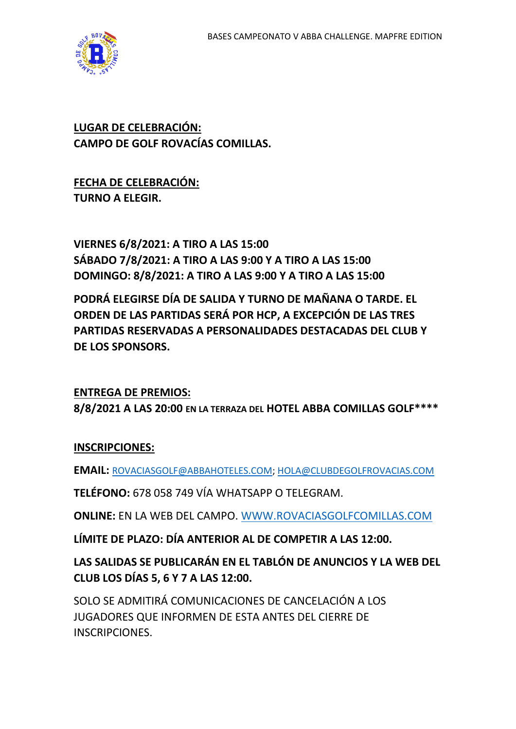**LUGAR DE CELEBRACIÓN:**
**CAMPO DE GOLF ROVACÍAS COMILLAS.**

**FECHA DE CELEBRACIÓN:**
**TURNO A ELEGIR.**

**VIERNES 6/8/2021: A TIRO A LAS 15:00**
**SÁBADO 7/8/2021: A TIRO A LAS 9:00 Y A TIRO A LAS 15:00**
**DOMINGO: 8/8/2021: A TIRO A LAS 9:00 Y A TIRO A LAS 15:00**

**PODRÁ ELEGIRSE DÍA DE SALIDA Y TURNO DE MAÑANA O TARDE. EL ORDEN DE LAS PARTIDAS SERÁ POR HCP, A EXCEPCIÓN DE LAS TRES PARTIDAS RESERVADAS A PERSONALIDADES DESTACADAS DEL CLUB Y DE LOS SPONSORS.**

**ENTREGA DE PREMIOS:**
**8/8/2021 A LAS 20:00 EN LA TERRAZA DEL HOTEL ABBA COMILLAS GOLF******

**INSCRIPCIONES:**

**EMAIL:** ROVACIASGOLF@ABBAHOTELES.COM; HOLA@CLUBDEGOLFROVACIAS.COM

**TELÉFONO:** 678 058 749 VÍA WHATSAPP O TELEGRAM.

**ONLINE:** EN LA WEB DEL CAMPO. WWW.ROVACIASGOLFCOMILLAS.COM

**LÍMITE DE PLAZO: DÍA ANTERIOR AL DE COMPETIR A LAS 12:00.**

**LAS SALIDAS SE PUBLICARÁN EN EL TABLÓN DE ANUNCIOS Y LA WEB DEL CLUB LOS DÍAS 5, 6 Y 7 A LAS 12:00.**

SOLO SE ADMITIRÁ COMUNICACIONES DE CANCELACIÓN A LOS JUGADORES QUE INFORMEN DE ESTA ANTES DEL CIERRE DE INSCRIPCIONES.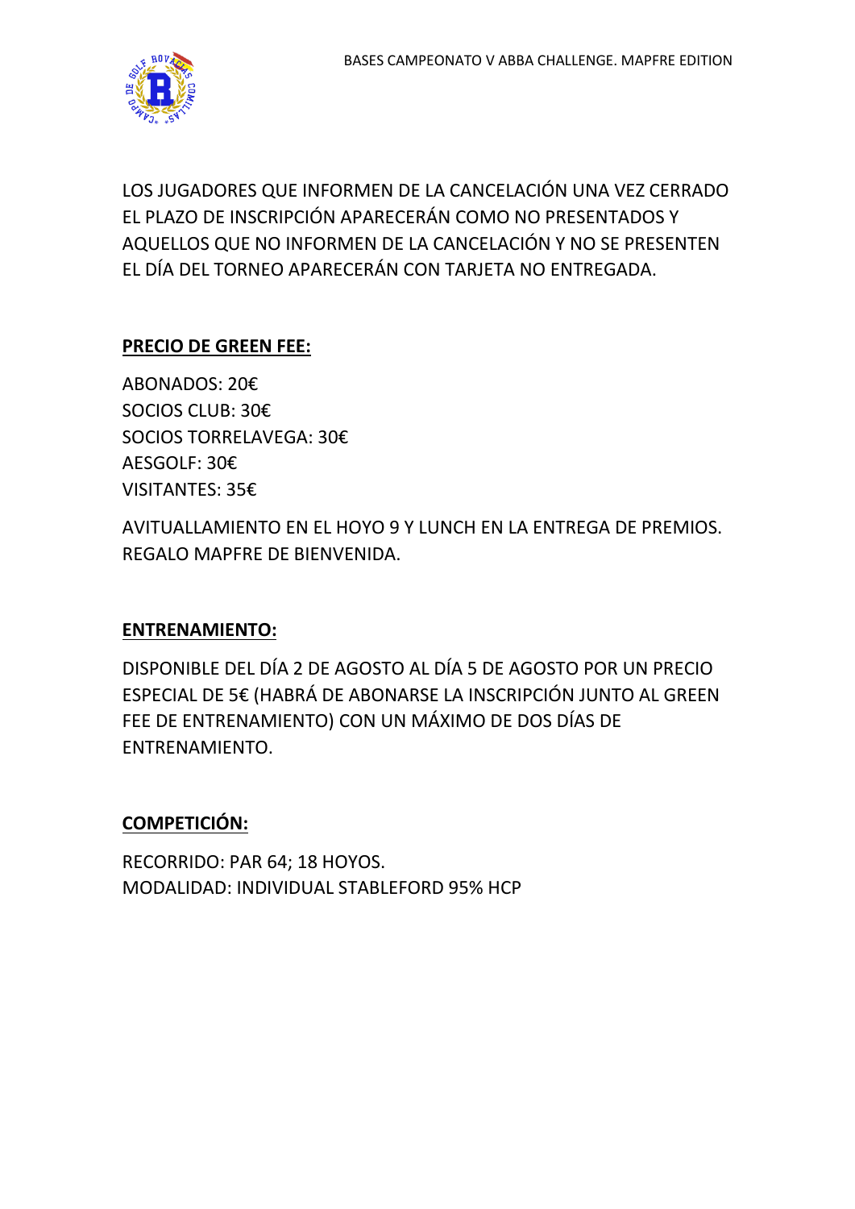LOS JUGADORES QUE INFORMEN DE LA CANCELACIÓN UNA VEZ CERRADO EL PLAZO DE INSCRIPCIÓN APARECERÁN COMO NO PRESENTADOS Y AQUELLOS QUE NO INFORMEN DE LA CANCELACIÓN Y NO SE PRESENTEN EL DÍA DEL TORNEO APARECERÁN CON TARJETA NO ENTREGADA.

**PRECIO DE GREEN FEE:**

ABONADOS: 20€
SOCIOS CLUB: 30€
SOCIOS TORRELAVEGA: 30€
AESGOLF: 30€
VISITANTES: 35€

AVITUALLAMIENTO EN EL HOYO 9 Y LUNCH EN LA ENTREGA DE PREMIOS. REGALO MAPFRE DE BIENVENIDA.

**ENTRENAMIENTO:**

DISPONIBLE DEL DÍA 2 DE AGOSTO AL DÍA 5 DE AGOSTO POR UN PRECIO ESPECIAL DE 5€ (HABRÁ DE ABONARSE LA INSCRIPCIÓN JUNTO AL GREEN FEE DE ENTRENAMIENTO) CON UN MÁXIMO DE DOS DÍAS DE ENTRENAMIENTO.

**COMPETICIÓN:**

RECORRIDO: PAR 64; 18 HOYOS.
MODALIDAD: INDIVIDUAL STABLEFORD 95% HCP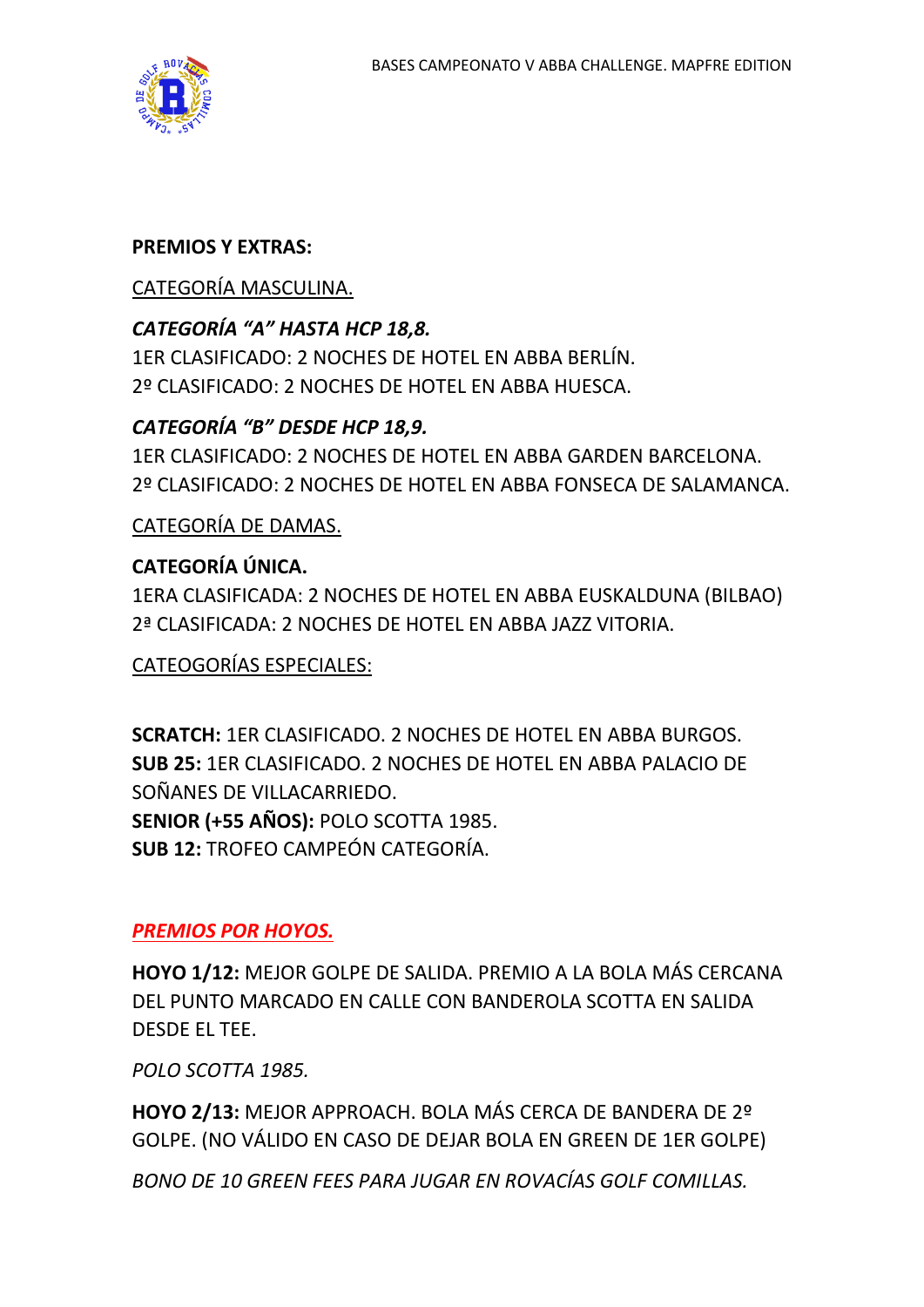**PREMIOS Y EXTRAS:**

<u>CATEGORÍA MASCULINA.</u>

***CATEGORÍA "A" HASTA HCP 18,8.***

1ER CLASIFICADO: 2 NOCHES DE HOTEL EN ABBA BERLÍN.
2º CLASIFICADO: 2 NOCHES DE HOTEL EN ABBA HUESCA.

***CATEGORÍA "B" DESDE HCP 18,9.***

1ER CLASIFICADO: 2 NOCHES DE HOTEL EN ABBA GARDEN BARCELONA.
2º CLASIFICADO: 2 NOCHES DE HOTEL EN ABBA FONSECA DE SALAMANCA.

<u>CATEGORÍA DE DAMAS.</u>

**CATEGORÍA ÚNICA.**

1ERA CLASIFICADA: 2 NOCHES DE HOTEL EN ABBA EUSKALDUNA (BILBAO)
2ª CLASIFICADA: 2 NOCHES DE HOTEL EN ABBA JAZZ VITORIA.

<u>CATEOGORÍAS ESPECIALES:</u>

**SCRATCH:** 1ER CLASIFICADO. 2 NOCHES DE HOTEL EN ABBA BURGOS.
**SUB 25:** 1ER CLASIFICADO. 2 NOCHES DE HOTEL EN ABBA PALACIO DE SOÑANES DE VILLACARRIEDO.
**SENIOR (+55 AÑOS):** POLO SCOTTA 1985.
**SUB 12:** TROFEO CAMPEÓN CATEGORÍA.

***<u>PREMIOS POR HOYOS.</u>***

**HOYO 1/12:** MEJOR GOLPE DE SALIDA. PREMIO A LA BOLA MÁS CERCANA DEL PUNTO MARCADO EN CALLE CON BANDEROLA SCOTTA EN SALIDA DESDE EL TEE.

*POLO SCOTTA 1985.*

**HOYO 2/13:** MEJOR APPROACH. BOLA MÁS CERCA DE BANDERA DE 2º GOLPE. (NO VÁLIDO EN CASO DE DEJAR BOLA EN GREEN DE 1ER GOLPE)

*BONO DE 10 GREEN FEES PARA JUGAR EN ROVACÍAS GOLF COMILLAS.*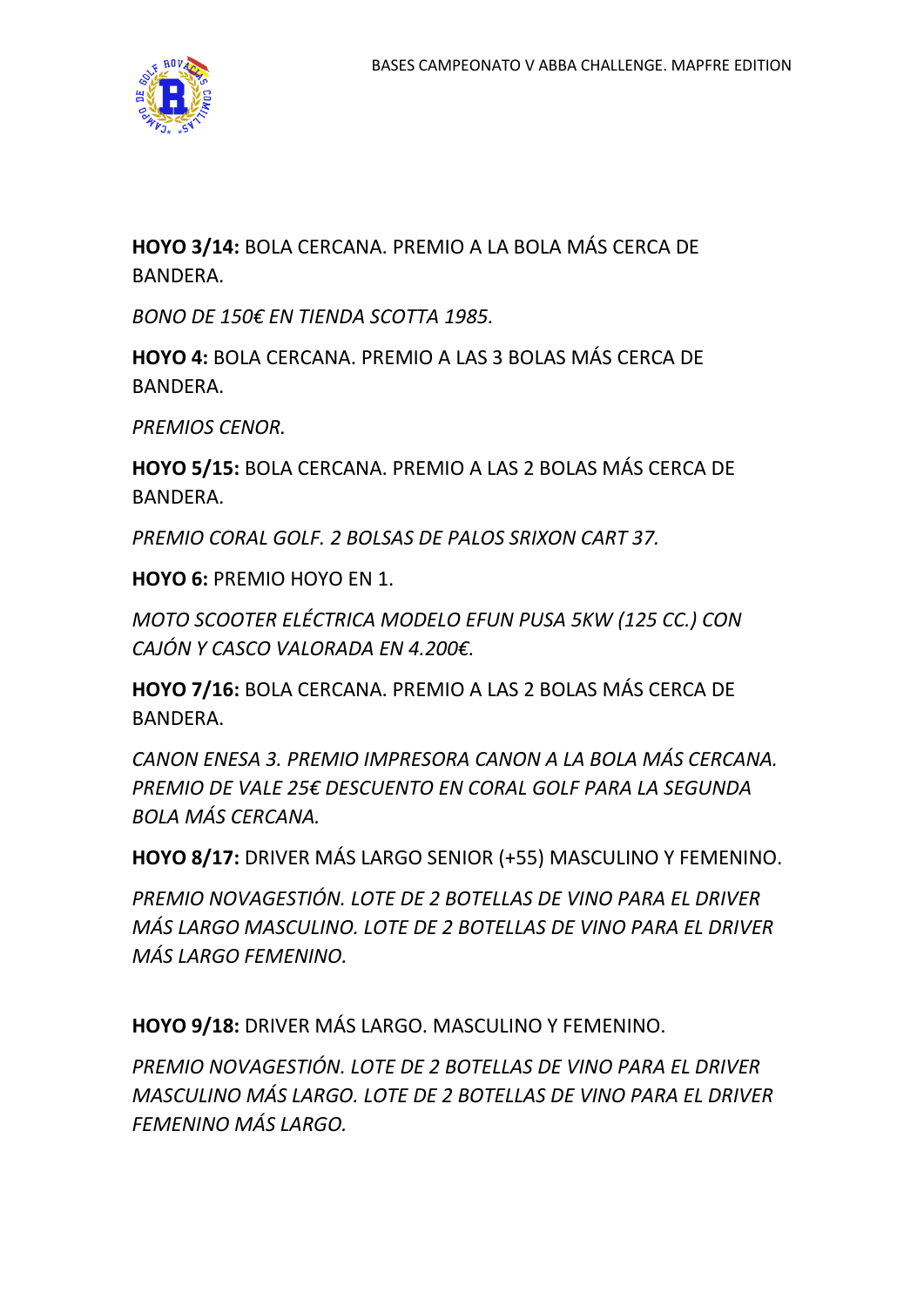**HOYO 3/14:** BOLA CERCANA. PREMIO A LA BOLA MÁS CERCA DE BANDERA.

*BONO DE 150€ EN TIENDA SCOTTA 1985.*

**HOYO 4:** BOLA CERCANA. PREMIO A LAS 3 BOLAS MÁS CERCA DE BANDERA.

*PREMIOS CENOR.*

**HOYO 5/15:** BOLA CERCANA. PREMIO A LAS 2 BOLAS MÁS CERCA DE BANDERA.

*PREMIO CORAL GOLF. 2 BOLSAS DE PALOS SRIXON CART 37.*

**HOYO 6:** PREMIO HOYO EN 1.

*MOTO SCOOTER ELÉCTRICA MODELO EFUN PUSA 5KW (125 CC.) CON CAJÓN Y CASCO VALORADA EN 4.200€.*

**HOYO 7/16:** BOLA CERCANA. PREMIO A LAS 2 BOLAS MÁS CERCA DE BANDERA.

*CANON ENESA 3. PREMIO IMPRESORA CANON A LA BOLA MÁS CERCANA. PREMIO DE VALE 25€ DESCUENTO EN CORAL GOLF PARA LA SEGUNDA BOLA MÁS CERCANA.*

**HOYO 8/17:** DRIVER MÁS LARGO SENIOR (+55) MASCULINO Y FEMENINO.

*PREMIO NOVAGESTIÓN. LOTE DE 2 BOTELLAS DE VINO PARA EL DRIVER MÁS LARGO MASCULINO. LOTE DE 2 BOTELLAS DE VINO PARA EL DRIVER MÁS LARGO FEMENINO.*

**HOYO 9/18:** DRIVER MÁS LARGO. MASCULINO Y FEMENINO.

*PREMIO NOVAGESTIÓN. LOTE DE 2 BOTELLAS DE VINO PARA EL DRIVER MASCULINO MÁS LARGO. LOTE DE 2 BOTELLAS DE VINO PARA EL DRIVER FEMENINO MÁS LARGO.*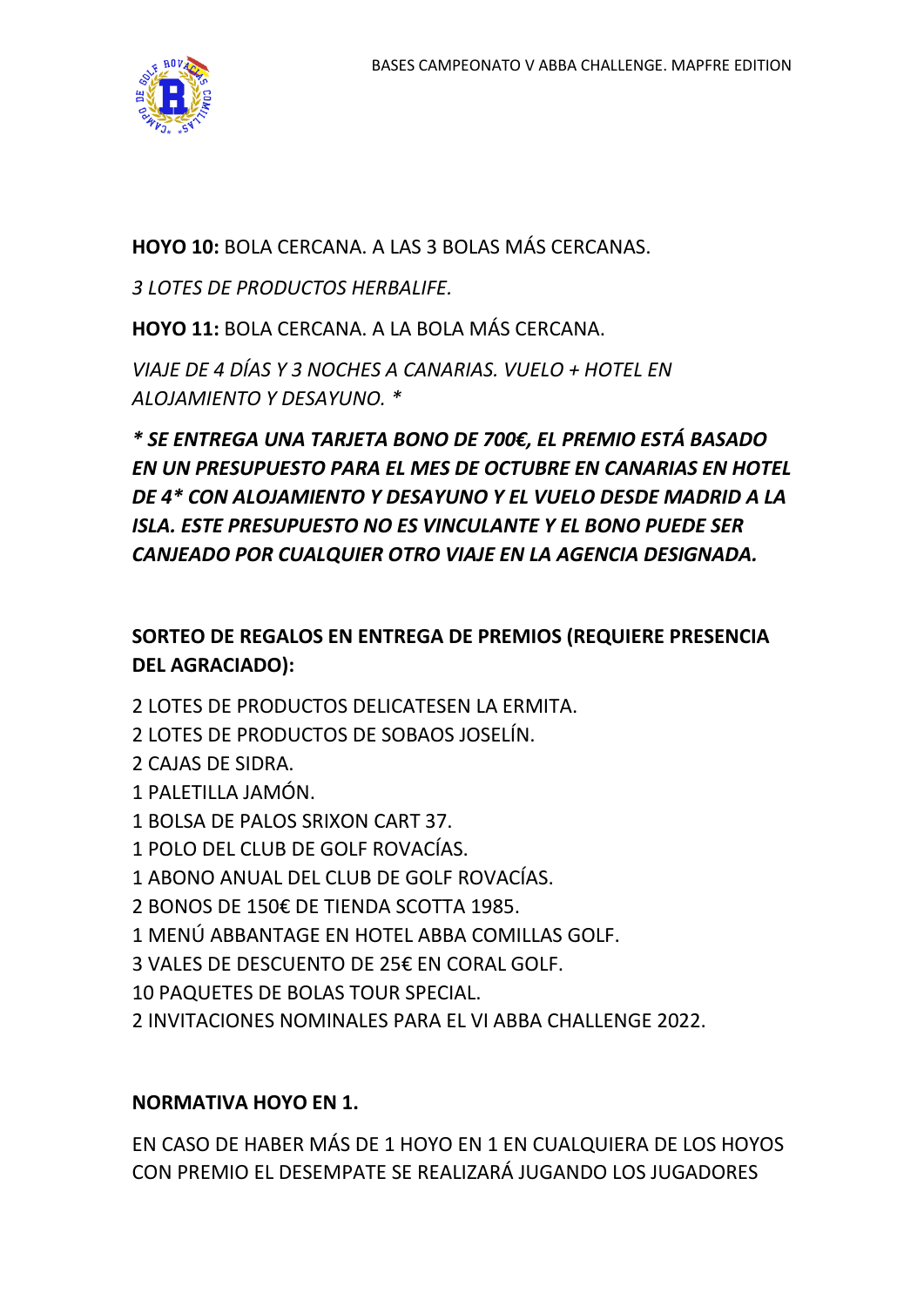**HOYO 10:** BOLA CERCANA. A LAS 3 BOLAS MÁS CERCANAS.

*3 LOTES DE PRODUCTOS HERBALIFE.*

**HOYO 11:** BOLA CERCANA. A LA BOLA MÁS CERCANA.

*VIAJE DE 4 DÍAS Y 3 NOCHES A CANARIAS. VUELO + HOTEL EN ALOJAMIENTO Y DESAYUNO. **

***** SE ENTREGA UNA TARJETA BONO DE 700€, EL PREMIO ESTÁ BASADO EN UN PRESUPUESTO PARA EL MES DE OCTUBRE EN CANARIAS EN HOTEL DE 4* CON ALOJAMIENTO Y DESAYUNO Y EL VUELO DESDE MADRID A LA ISLA. ESTE PRESUPUESTO NO ES VINCULANTE Y EL BONO PUEDE SER CANJEADO POR CUALQUIER OTRO VIAJE EN LA AGENCIA DESIGNADA.***

**SORTEO DE REGALOS EN ENTREGA DE PREMIOS (REQUIERE PRESENCIA DEL AGRACIADO):**

2 LOTES DE PRODUCTOS DELICATESEN LA ERMITA.
2 LOTES DE PRODUCTOS DE SOBAOS JOSELÍN.
2 CAJAS DE SIDRA.
1 PALETILLA JAMÓN.
1 BOLSA DE PALOS SRIXON CART 37.
1 POLO DEL CLUB DE GOLF ROVACÍAS.
1 ABONO ANUAL DEL CLUB DE GOLF ROVACÍAS.
2 BONOS DE 150€ DE TIENDA SCOTTA 1985.
1 MENÚ ABBANTAGE EN HOTEL ABBA COMILLAS GOLF.
3 VALES DE DESCUENTO DE 25€ EN CORAL GOLF.
10 PAQUETES DE BOLAS TOUR SPECIAL.
2 INVITACIONES NOMINALES PARA EL VI ABBA CHALLENGE 2022.

**NORMATIVA HOYO EN 1.**

EN CASO DE HABER MÁS DE 1 HOYO EN 1 EN CUALQUIERA DE LOS HOYOS CON PREMIO EL DESEMPATE SE REALIZARÁ JUGANDO LOS JUGADORES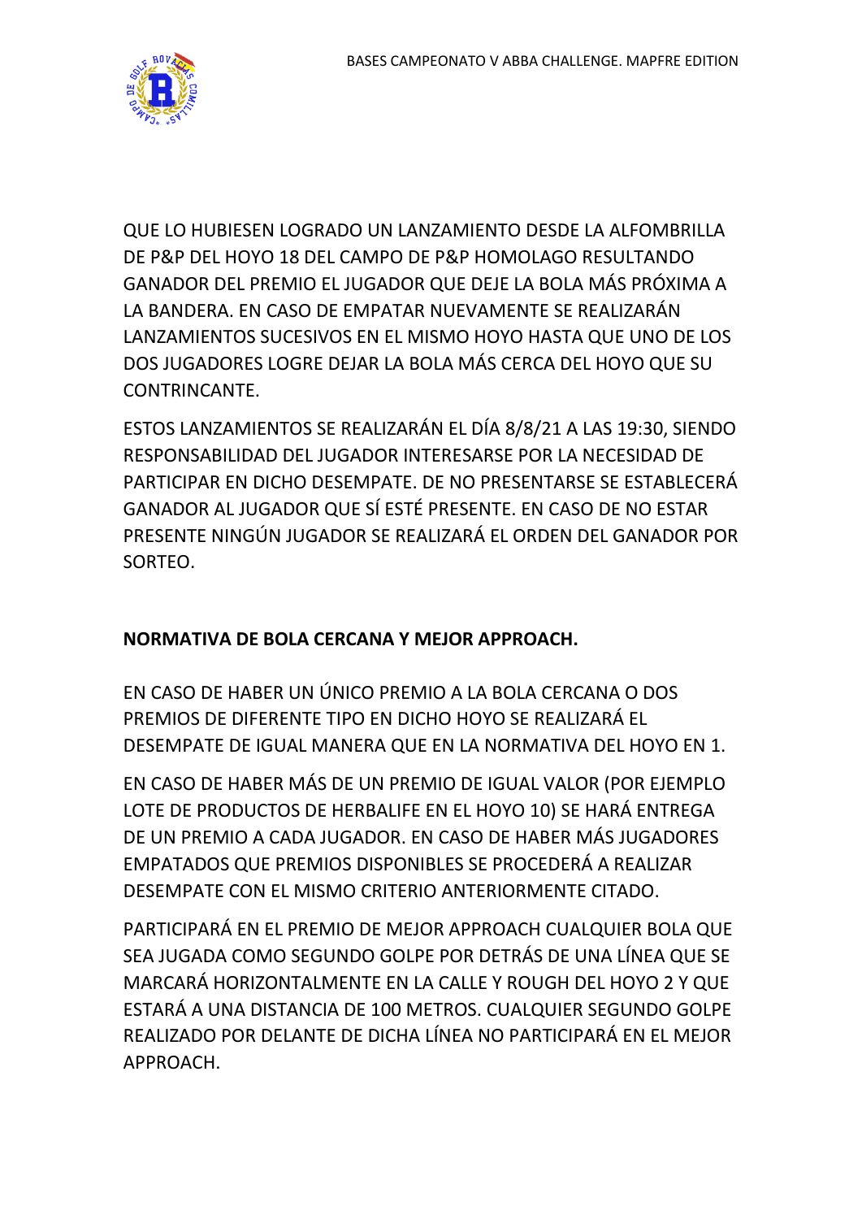QUE LO HUBIESEN LOGRADO UN LANZAMIENTO DESDE LA ALFOMBRILLA DE P&P DEL HOYO 18 DEL CAMPO DE P&P HOMOLAGO RESULTANDO GANADOR DEL PREMIO EL JUGADOR QUE DEJE LA BOLA MÁS PRÓXIMA A LA BANDERA. EN CASO DE EMPATAR NUEVAMENTE SE REALIZARÁN LANZAMIENTOS SUCESIVOS EN EL MISMO HOYO HASTA QUE UNO DE LOS DOS JUGADORES LOGRE DEJAR LA BOLA MÁS CERCA DEL HOYO QUE SU CONTRINCANTE.

ESTOS LANZAMIENTOS SE REALIZARÁN EL DÍA 8/8/21 A LAS 19:30, SIENDO RESPONSABILIDAD DEL JUGADOR INTERESARSE POR LA NECESIDAD DE PARTICIPAR EN DICHO DESEMPATE. DE NO PRESENTARSE SE ESTABLECERÁ GANADOR AL JUGADOR QUE SÍ ESTÉ PRESENTE. EN CASO DE NO ESTAR PRESENTE NINGÚN JUGADOR SE REALIZARÁ EL ORDEN DEL GANADOR POR SORTEO.

**NORMATIVA DE BOLA CERCANA Y MEJOR APPROACH.**

EN CASO DE HABER UN ÚNICO PREMIO A LA BOLA CERCANA O DOS PREMIOS DE DIFERENTE TIPO EN DICHO HOYO SE REALIZARÁ EL DESEMPATE DE IGUAL MANERA QUE EN LA NORMATIVA DEL HOYO EN 1.

EN CASO DE HABER MÁS DE UN PREMIO DE IGUAL VALOR (POR EJEMPLO LOTE DE PRODUCTOS DE HERBALIFE EN EL HOYO 10) SE HARÁ ENTREGA DE UN PREMIO A CADA JUGADOR. EN CASO DE HABER MÁS JUGADORES EMPATADOS QUE PREMIOS DISPONIBLES SE PROCEDERÁ A REALIZAR DESEMPATE CON EL MISMO CRITERIO ANTERIORMENTE CITADO.

PARTICIPARÁ EN EL PREMIO DE MEJOR APPROACH CUALQUIER BOLA QUE SEA JUGADA COMO SEGUNDO GOLPE POR DETRÁS DE UNA LÍNEA QUE SE MARCARÁ HORIZONTALMENTE EN LA CALLE Y ROUGH DEL HOYO 2 Y QUE ESTARÁ A UNA DISTANCIA DE 100 METROS. CUALQUIER SEGUNDO GOLPE REALIZADO POR DELANTE DE DICHA LÍNEA NO PARTICIPARÁ EN EL MEJOR APPROACH.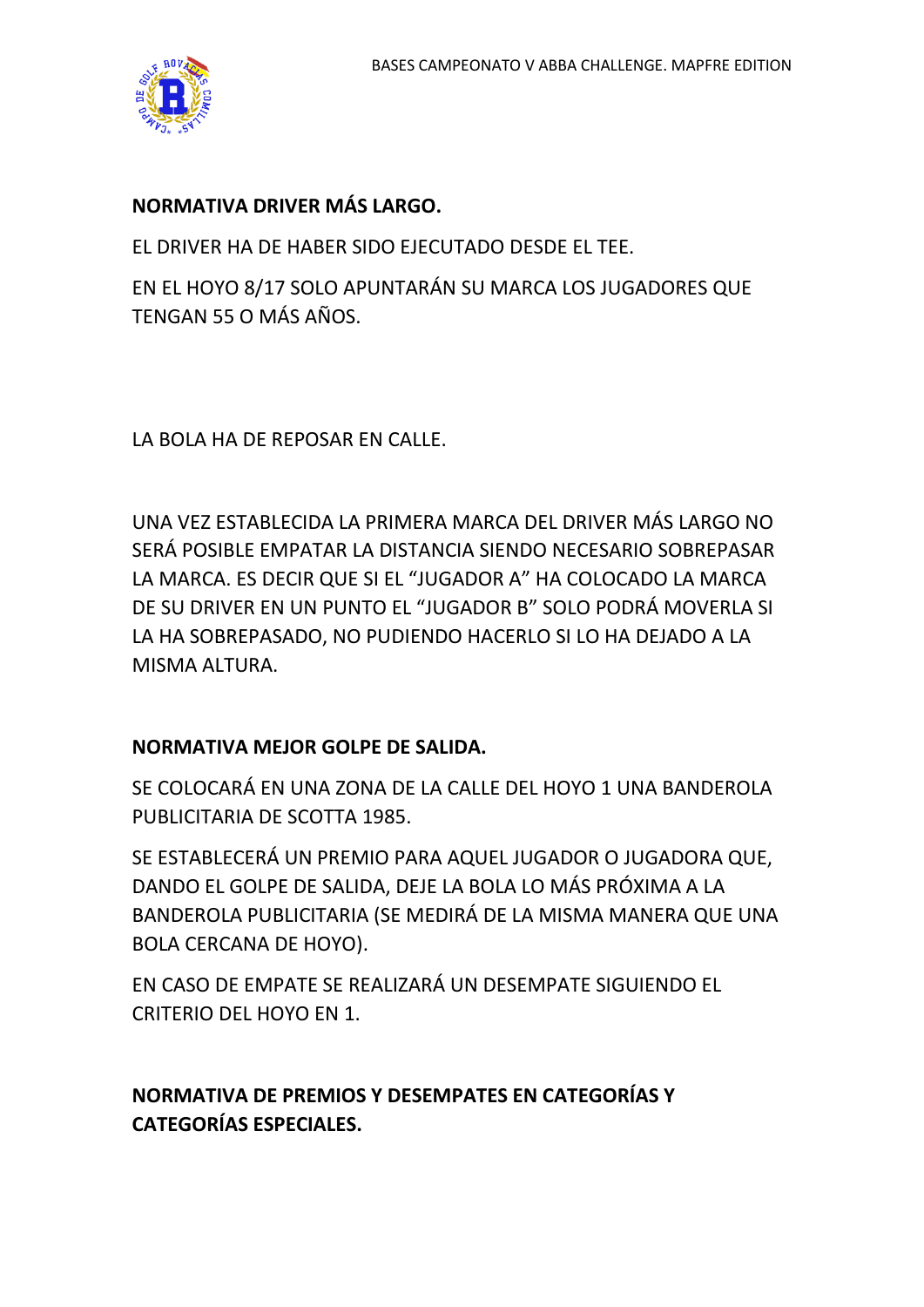**NORMATIVA DRIVER MÁS LARGO.**

EL DRIVER HA DE HABER SIDO EJECUTADO DESDE EL TEE.

EN EL HOYO 8/17 SOLO APUNTARÁN SU MARCA LOS JUGADORES QUE TENGAN 55 O MÁS AÑOS.

LA BOLA HA DE REPOSAR EN CALLE.

UNA VEZ ESTABLECIDA LA PRIMERA MARCA DEL DRIVER MÁS LARGO NO SERÁ POSIBLE EMPATAR LA DISTANCIA SIENDO NECESARIO SOBREPASAR LA MARCA. ES DECIR QUE SI EL "JUGADOR A" HA COLOCADO LA MARCA DE SU DRIVER EN UN PUNTO EL "JUGADOR B" SOLO PODRÁ MOVERLA SI LA HA SOBREPASADO, NO PUDIENDO HACERLO SI LO HA DEJADO A LA MISMA ALTURA.

**NORMATIVA MEJOR GOLPE DE SALIDA.**

SE COLOCARÁ EN UNA ZONA DE LA CALLE DEL HOYO 1 UNA BANDEROLA PUBLICITARIA DE SCOTTA 1985.

SE ESTABLECERÁ UN PREMIO PARA AQUEL JUGADOR O JUGADORA QUE, DANDO EL GOLPE DE SALIDA, DEJE LA BOLA LO MÁS PRÓXIMA A LA BANDEROLA PUBLICITARIA (SE MEDIRÁ DE LA MISMA MANERA QUE UNA BOLA CERCANA DE HOYO).

EN CASO DE EMPATE SE REALIZARÁ UN DESEMPATE SIGUIENDO EL CRITERIO DEL HOYO EN 1.

**NORMATIVA DE PREMIOS Y DESEMPATES EN CATEGORÍAS Y CATEGORÍAS ESPECIALES.**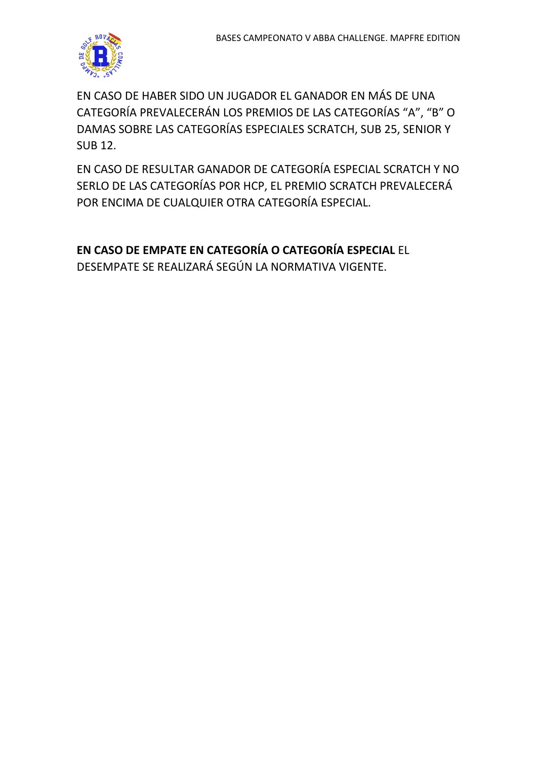EN CASO DE HABER SIDO UN JUGADOR EL GANADOR EN MÁS DE UNA CATEGORÍA PREVALECERÁN LOS PREMIOS DE LAS CATEGORÍAS “A”, “B” O DAMAS SOBRE LAS CATEGORÍAS ESPECIALES SCRATCH, SUB 25, SENIOR Y SUB 12.

EN CASO DE RESULTAR GANADOR DE CATEGORÍA ESPECIAL SCRATCH Y NO SERLO DE LAS CATEGORÍAS POR HCP, EL PREMIO SCRATCH PREVALECERÁ POR ENCIMA DE CUALQUIER OTRA CATEGORÍA ESPECIAL.

**EN CASO DE EMPATE EN CATEGORÍA O CATEGORÍA ESPECIAL** EL DESEMPATE SE REALIZARÁ SEGÚN LA NORMATIVA VIGENTE.